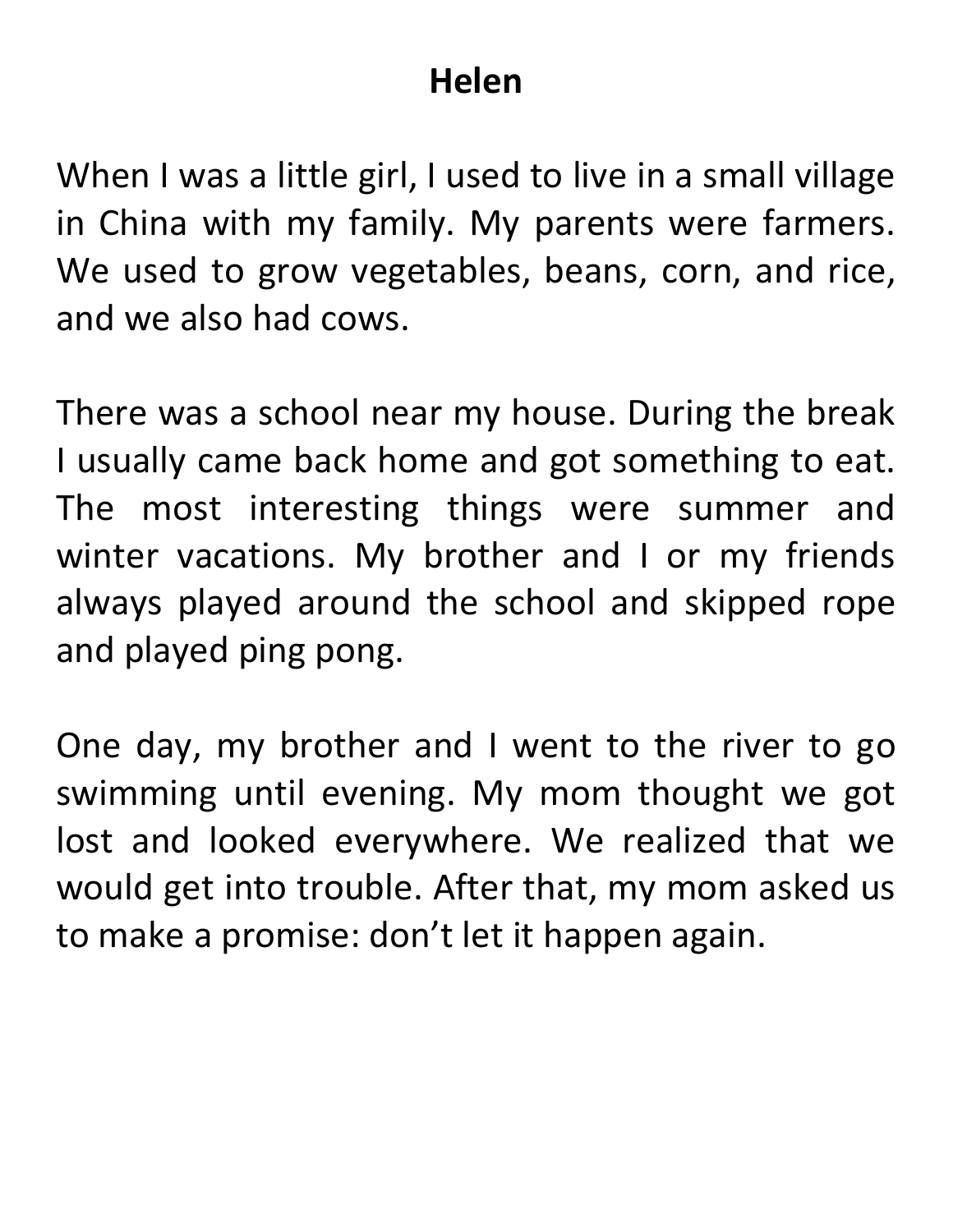# Helen

When I was a little girl, I used to live in a small village in China with my family. My parents were farmers. We used to grow vegetables, beans, corn, and rice, and we also had cows.

There was a school near my house. During the break I usually came back home and got something to eat. The most interesting things were summer and winter vacations. My brother and I or my friends always played around the school and skipped rope and played ping pong.

One day, my brother and I went to the river to go swimming until evening. My mom thought we got lost and looked everywhere. We realized that we would get into trouble. After that, my mom asked us to make a promise: don't let it happen again.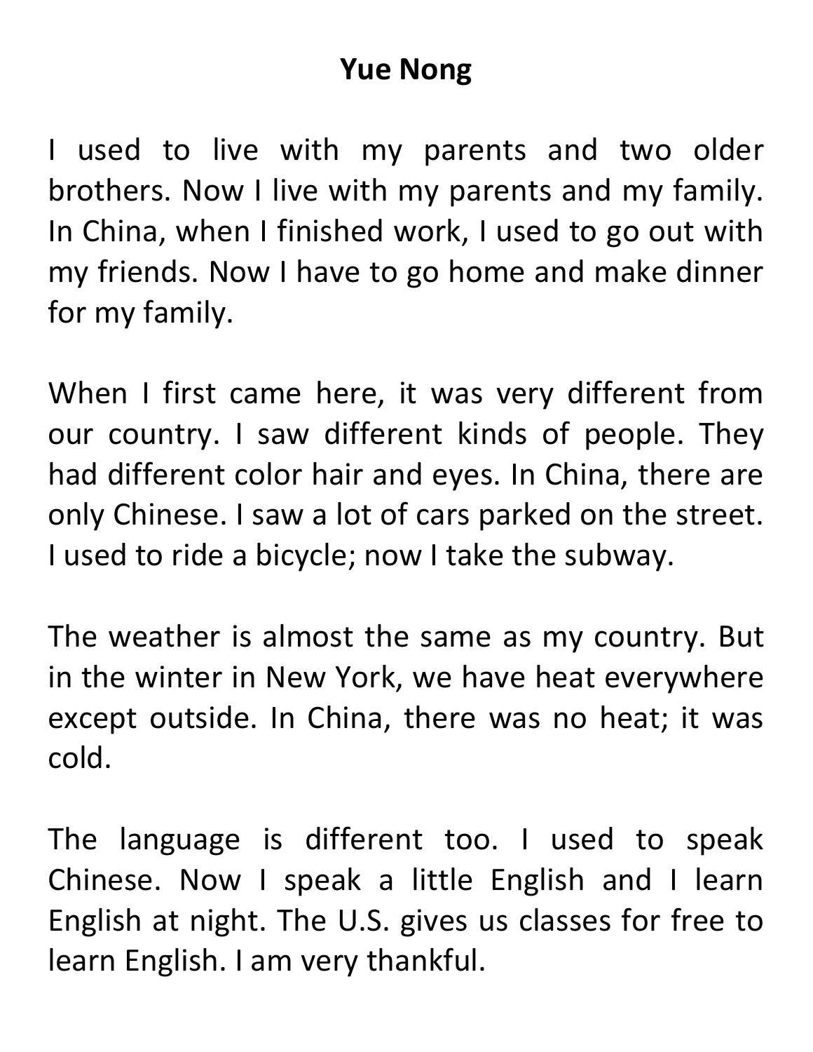## Yue Nong

I used to live with my parents and two older brothers. Now I live with my parents and my family. In China, when I finished work, I used to go out with my friends. Now I have to go home and make dinner for my family.

When I first came here, it was very different from our country. I saw different kinds of people. They had different color hair and eyes. In China, there are only Chinese. I saw a lot of cars parked on the street. I used to ride a bicycle; now I take the subway.

The weather is almost the same as my country. But in the winter in New York, we have heat everywhere except outside. In China, there was no heat; it was cold.

The language is different too. I used to speak Chinese. Now I speak a little English and I learn English at night. The U.S. gives us classes for free to learn English. I am very thankful.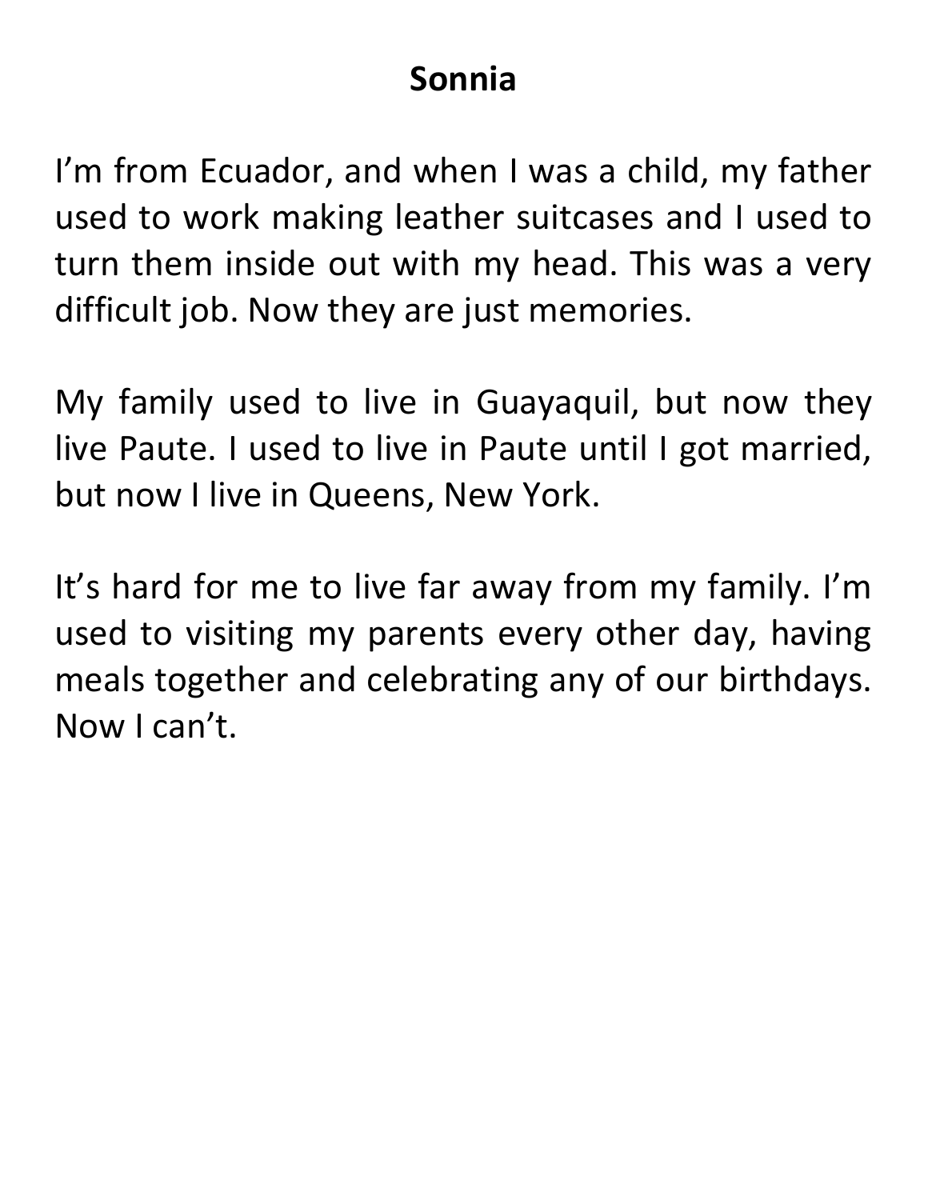# Sonnia

I'm from Ecuador, and when I was a child, my father used to work making leather suitcases and I used to turn them inside out with my head. This was a very difficult job. Now they are just memories.

My family used to live in Guayaquil, but now they live Paute. I used to live in Paute until I got married, but now I live in Queens, New York.

It's hard for me to live far away from my family. I'm used to visiting my parents every other day, having meals together and celebrating any of our birthdays. Now I can't.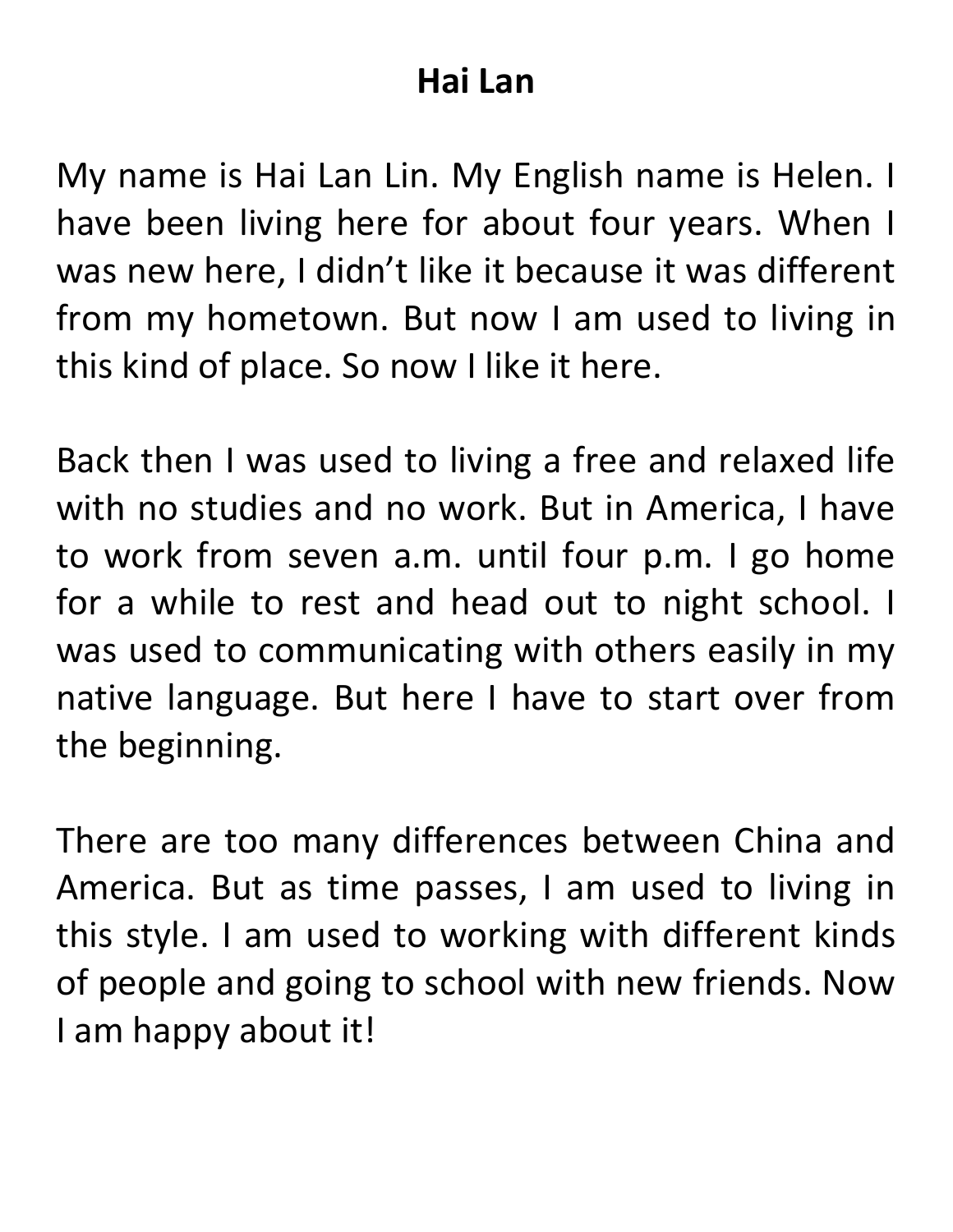# Hai Lan

My name is Hai Lan Lin. My English name is Helen. I have been living here for about four years. When I was new here, I didn't like it because it was different from my hometown. But now I am used to living in this kind of place. So now I like it here.

Back then I was used to living a free and relaxed life with no studies and no work. But in America, I have to work from seven a.m. until four p.m. I go home for a while to rest and head out to night school. I was used to communicating with others easily in my native language. But here I have to start over from the beginning.

There are too many differences between China and America. But as time passes, I am used to living in this style. I am used to working with different kinds of people and going to school with new friends. Now I am happy about it!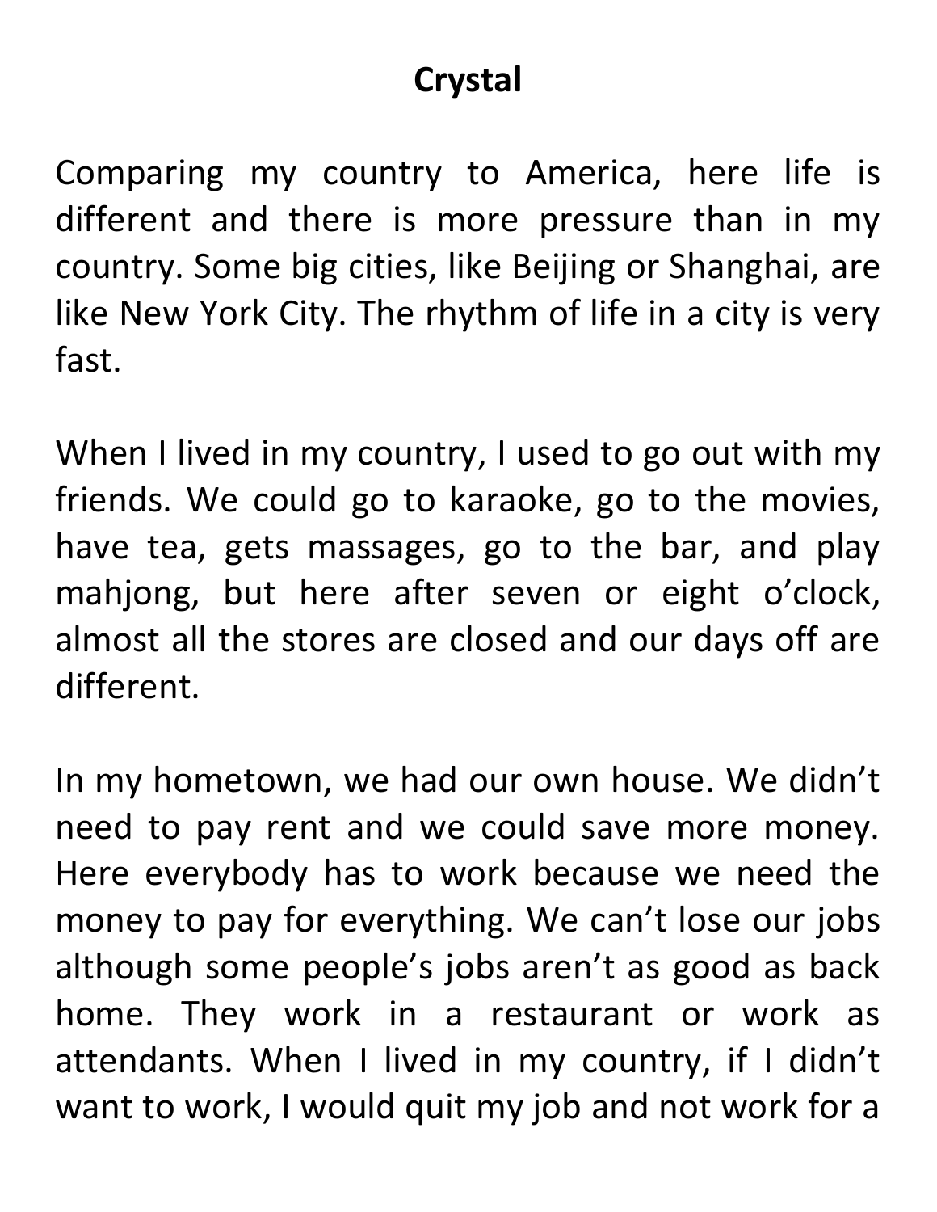# Crystal

Comparing my country to America, here life is different and there is more pressure than in my country. Some big cities, like Beijing or Shanghai, are like New York City. The rhythm of life in a city is very fast.

When I lived in my country, I used to go out with my friends. We could go to karaoke, go to the movies, have tea, gets massages, go to the bar, and play mahjong, but here after seven or eight o'clock, almost all the stores are closed and our days off are different.

In my hometown, we had our own house. We didn't need to pay rent and we could save more money. Here everybody has to work because we need the money to pay for everything. We can't lose our jobs although some people's jobs aren't as good as back home. They work in a restaurant or work as attendants. When I lived in my country, if I didn't want to work, I would quit my job and not work for a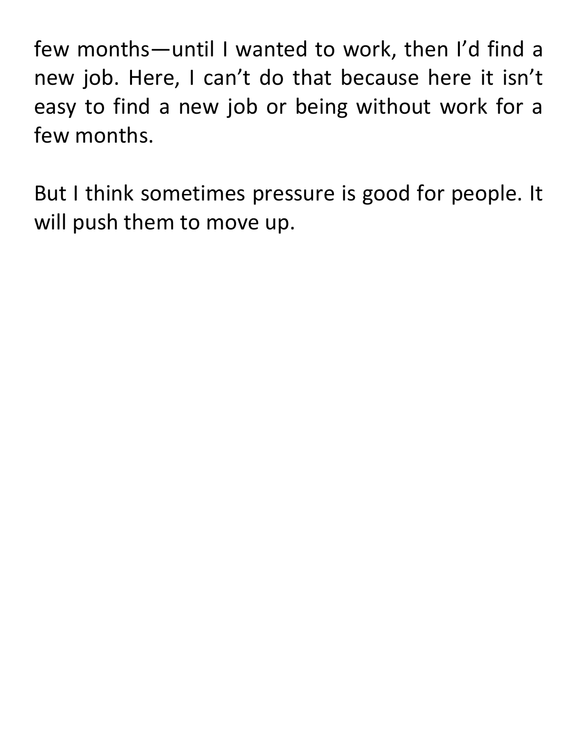few months—until I wanted to work, then I'd find a new job. Here, I can't do that because here it isn't easy to find a new job or being without work for a few months.

But I think sometimes pressure is good for people. It will push them to move up.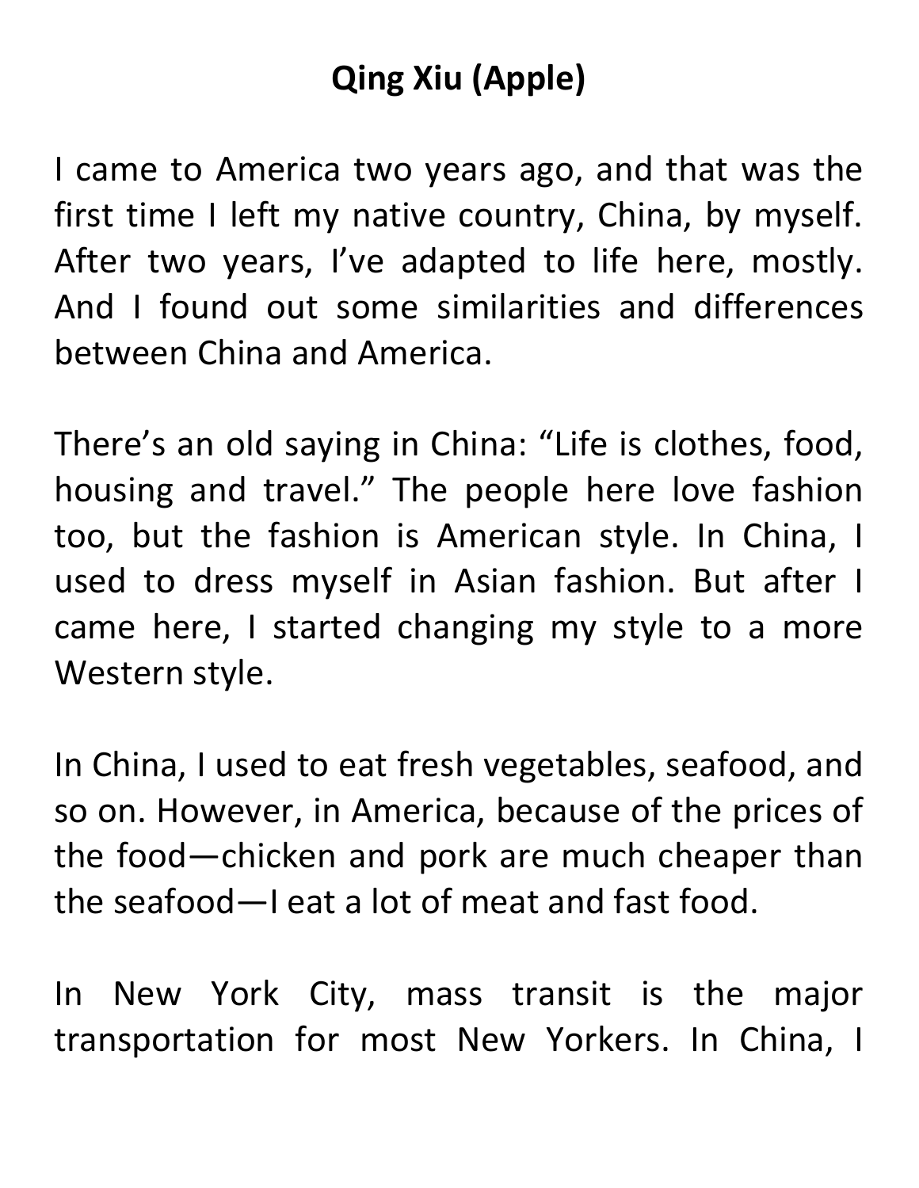## Qing Xiu (Apple)

I came to America two years ago, and that was the first time I left my native country, China, by myself. After two years, I've adapted to life here, mostly. And I found out some similarities and differences between China and America.

There's an old saying in China: "Life is clothes, food, housing and travel." The people here love fashion too, but the fashion is American style. In China, I used to dress myself in Asian fashion. But after I came here, I started changing my style to a more Western style.

In China, I used to eat fresh vegetables, seafood, and so on. However, in America, because of the prices of the food—chicken and pork are much cheaper than the seafood—I eat a lot of meat and fast food.

In New York City, mass transit is the major transportation for most New Yorkers. In China, I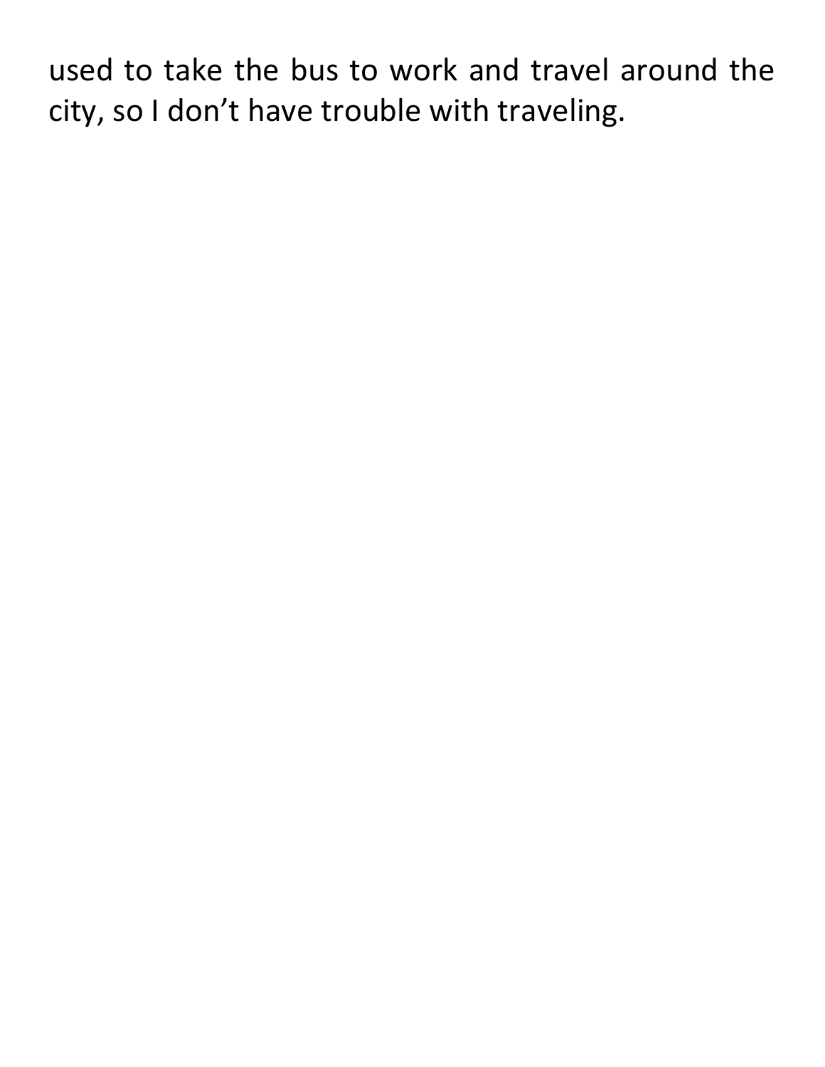used to take the bus to work and travel around the city, so I don't have trouble with traveling.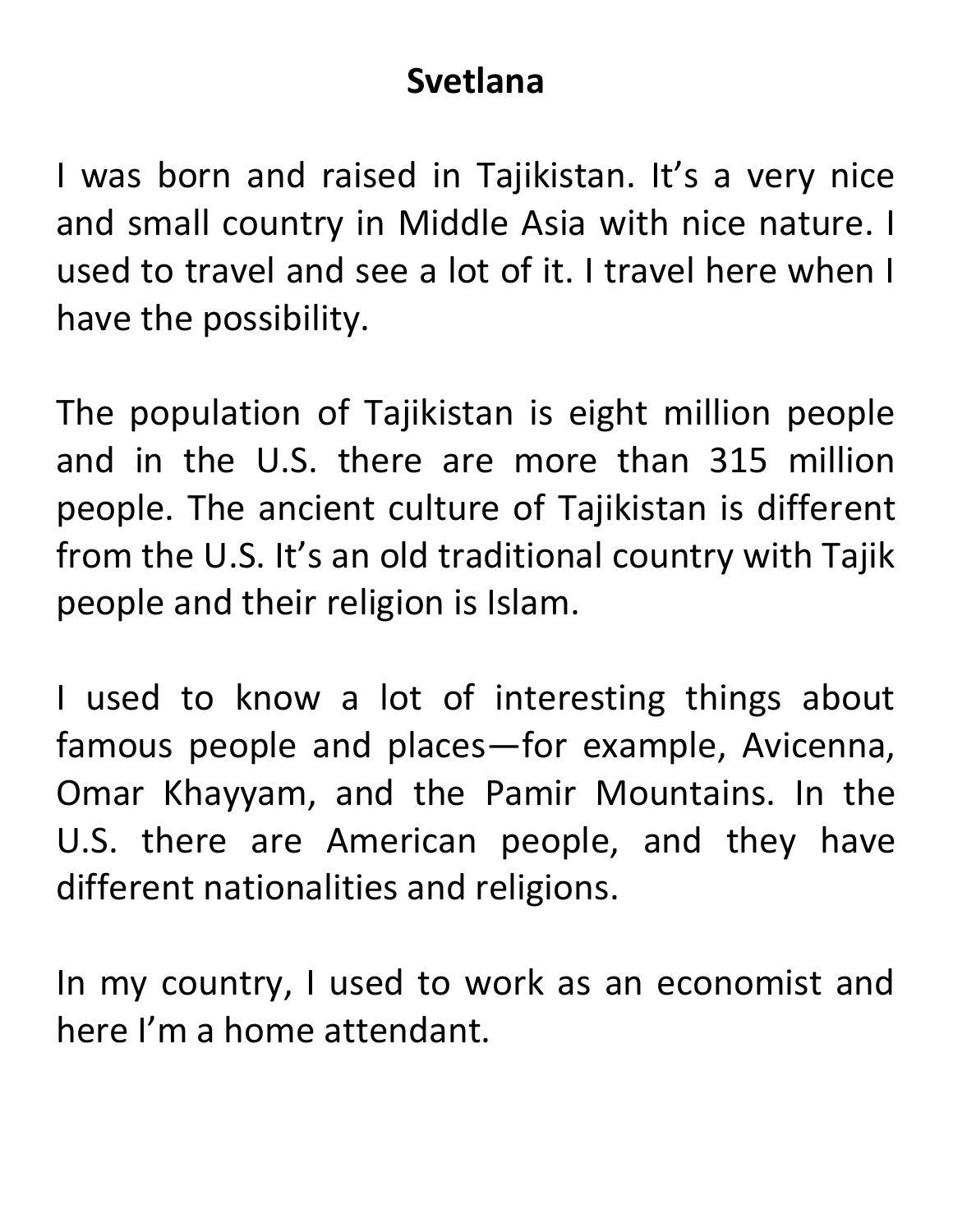# Svetlana

I was born and raised in Tajikistan. It's a very nice and small country in Middle Asia with nice nature. I used to travel and see a lot of it. I travel here when I have the possibility.

The population of Tajikistan is eight million people and in the U.S. there are more than 315 million people. The ancient culture of Tajikistan is different from the U.S. It's an old traditional country with Tajik people and their religion is Islam.

I used to know a lot of interesting things about famous people and places—for example, Avicenna, Omar Khayyam, and the Pamir Mountains. In the U.S. there are American people, and they have different nationalities and religions.

In my country, I used to work as an economist and here I'm a home attendant.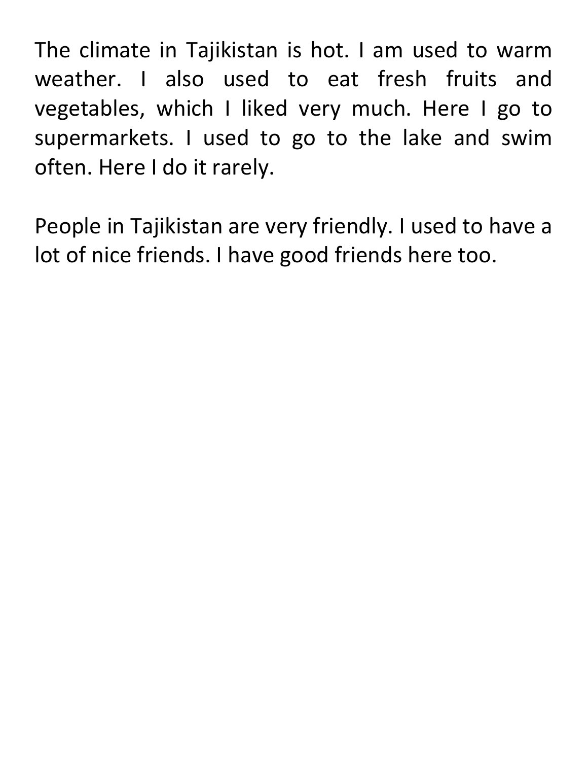The climate in Tajikistan is hot. I am used to warm weather. I also used to eat fresh fruits and vegetables, which I liked very much. Here I go to supermarkets. I used to go to the lake and swim often. Here I do it rarely.

People in Tajikistan are very friendly. I used to have a lot of nice friends. I have good friends here too.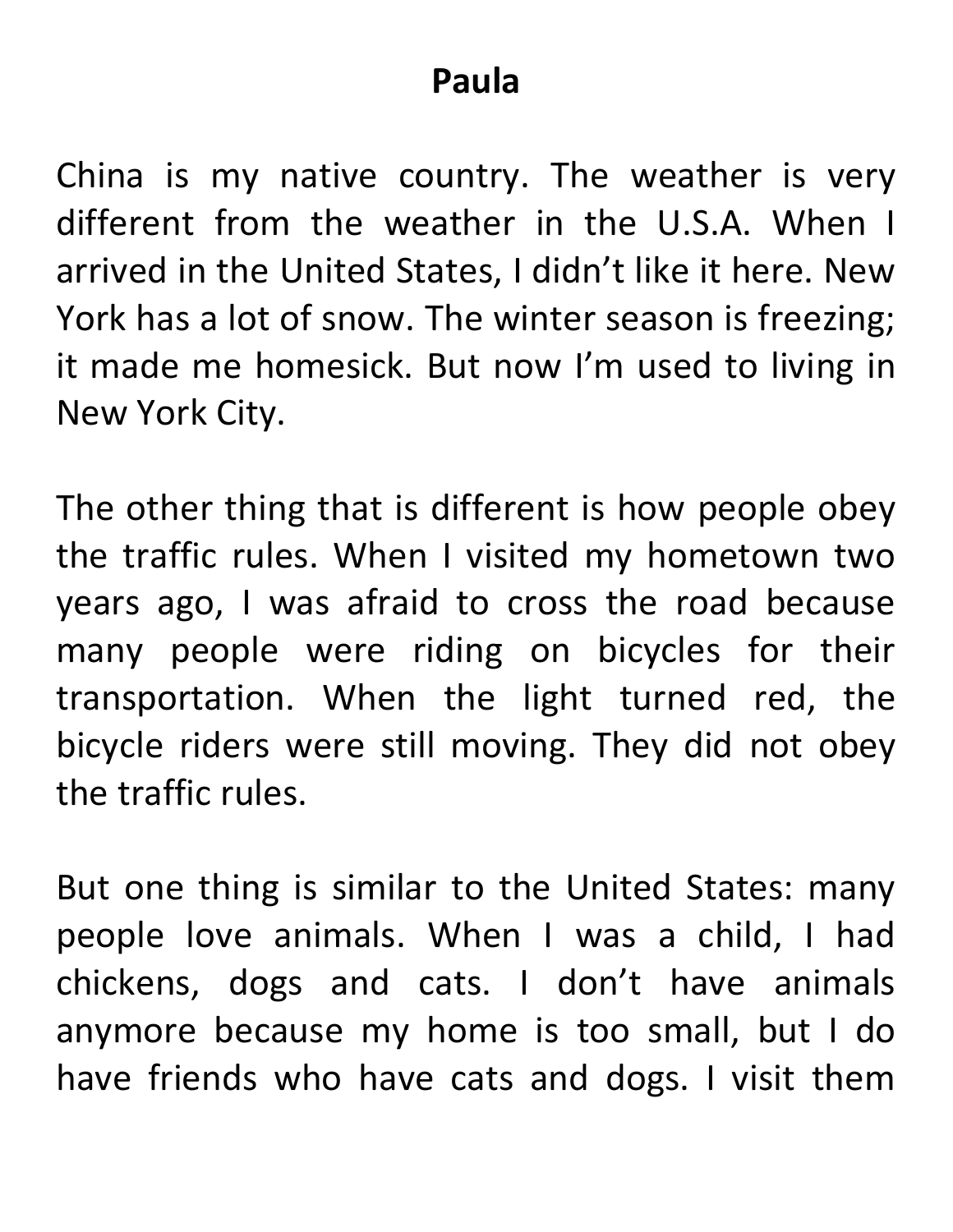# Paula

China is my native country. The weather is very different from the weather in the U.S.A. When I arrived in the United States, I didn't like it here. New York has a lot of snow. The winter season is freezing; it made me homesick. But now I'm used to living in New York City.

The other thing that is different is how people obey the traffic rules. When I visited my hometown two years ago, I was afraid to cross the road because many people were riding on bicycles for their transportation. When the light turned red, the bicycle riders were still moving. They did not obey the traffic rules.

But one thing is similar to the United States: many people love animals. When I was a child, I had chickens, dogs and cats. I don't have animals anymore because my home is too small, but I do have friends who have cats and dogs. I visit them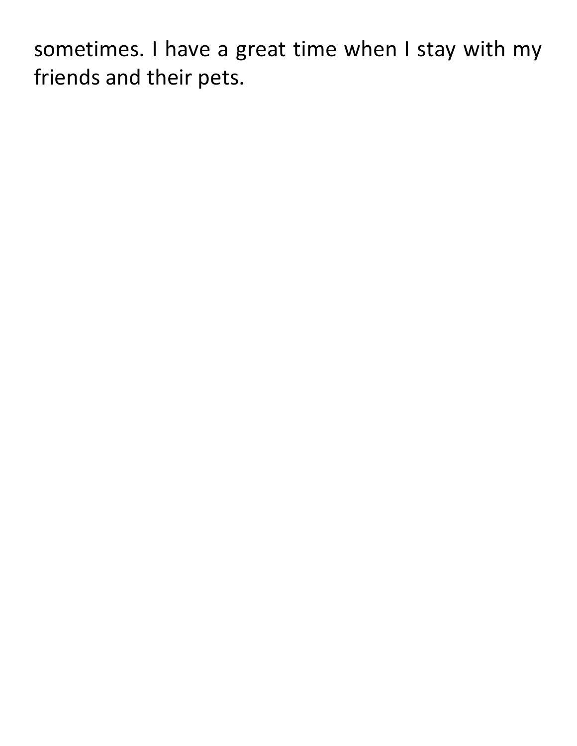sometimes. I have a great time when I stay with my friends and their pets.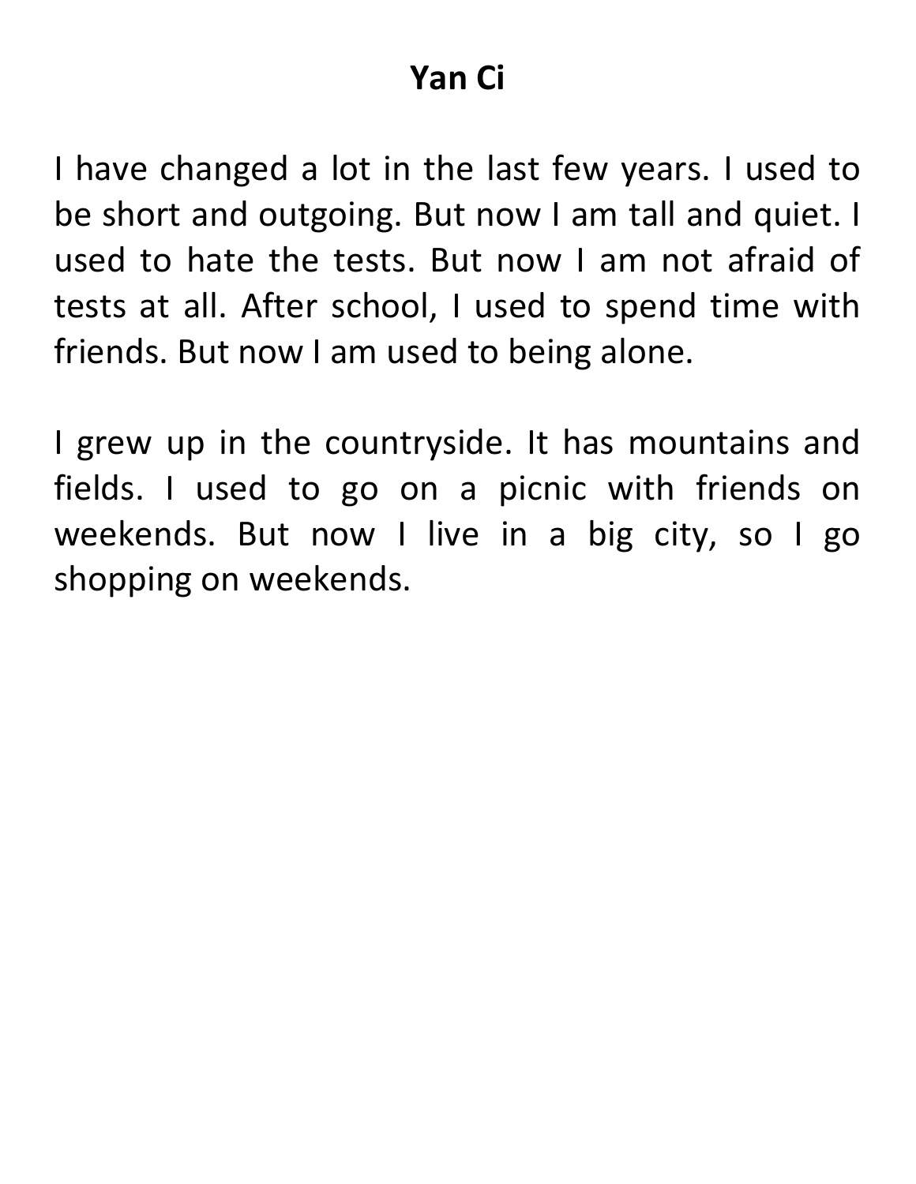# Yan Ci

I have changed a lot in the last few years. I used to be short and outgoing. But now I am tall and quiet. I used to hate the tests. But now I am not afraid of tests at all. After school, I used to spend time with friends. But now I am used to being alone.

I grew up in the countryside. It has mountains and fields. I used to go on a picnic with friends on weekends. But now I live in a big city, so I go shopping on weekends.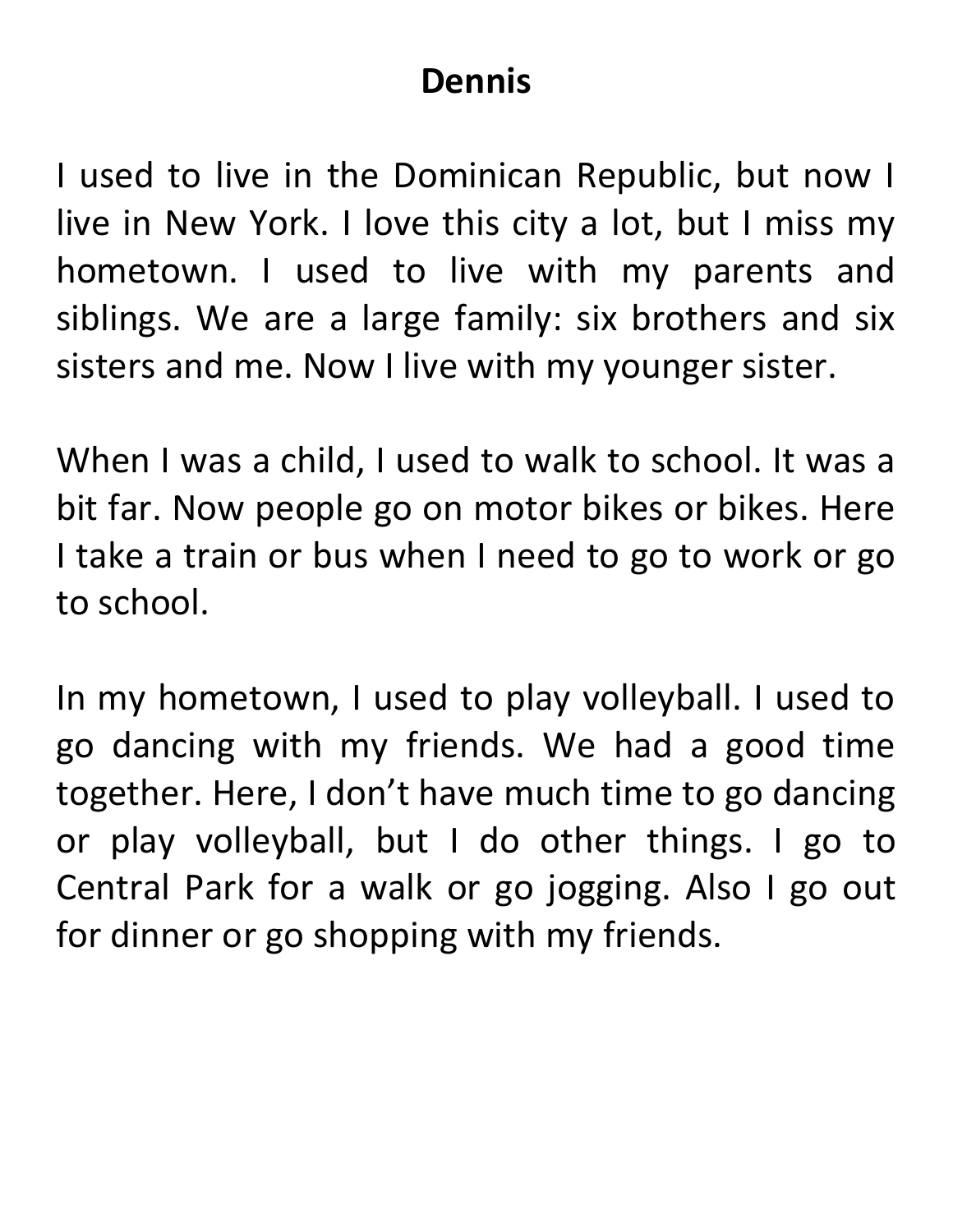# Dennis

I used to live in the Dominican Republic, but now I live in New York. I love this city a lot, but I miss my hometown. I used to live with my parents and siblings. We are a large family: six brothers and six sisters and me. Now I live with my younger sister.

When I was a child, I used to walk to school. It was a bit far. Now people go on motor bikes or bikes. Here I take a train or bus when I need to go to work or go to school.

In my hometown, I used to play volleyball. I used to go dancing with my friends. We had a good time together. Here, I don't have much time to go dancing or play volleyball, but I do other things. I go to Central Park for a walk or go jogging. Also I go out for dinner or go shopping with my friends.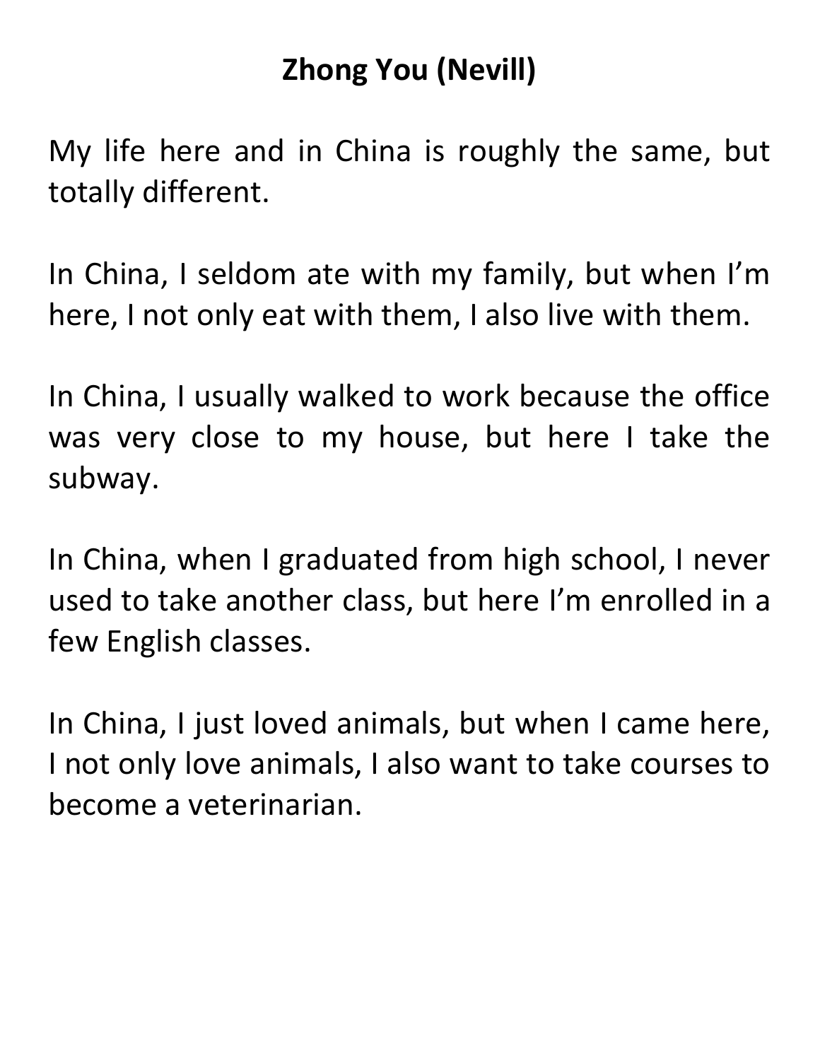# Zhong You (Nevill)

My life here and in China is roughly the same, but totally different.

In China, I seldom ate with my family, but when I'm here, I not only eat with them, I also live with them.

In China, I usually walked to work because the office was very close to my house, but here I take the subway.

In China, when I graduated from high school, I never used to take another class, but here I'm enrolled in a few English classes.

In China, I just loved animals, but when I came here, I not only love animals, I also want to take courses to become a veterinarian.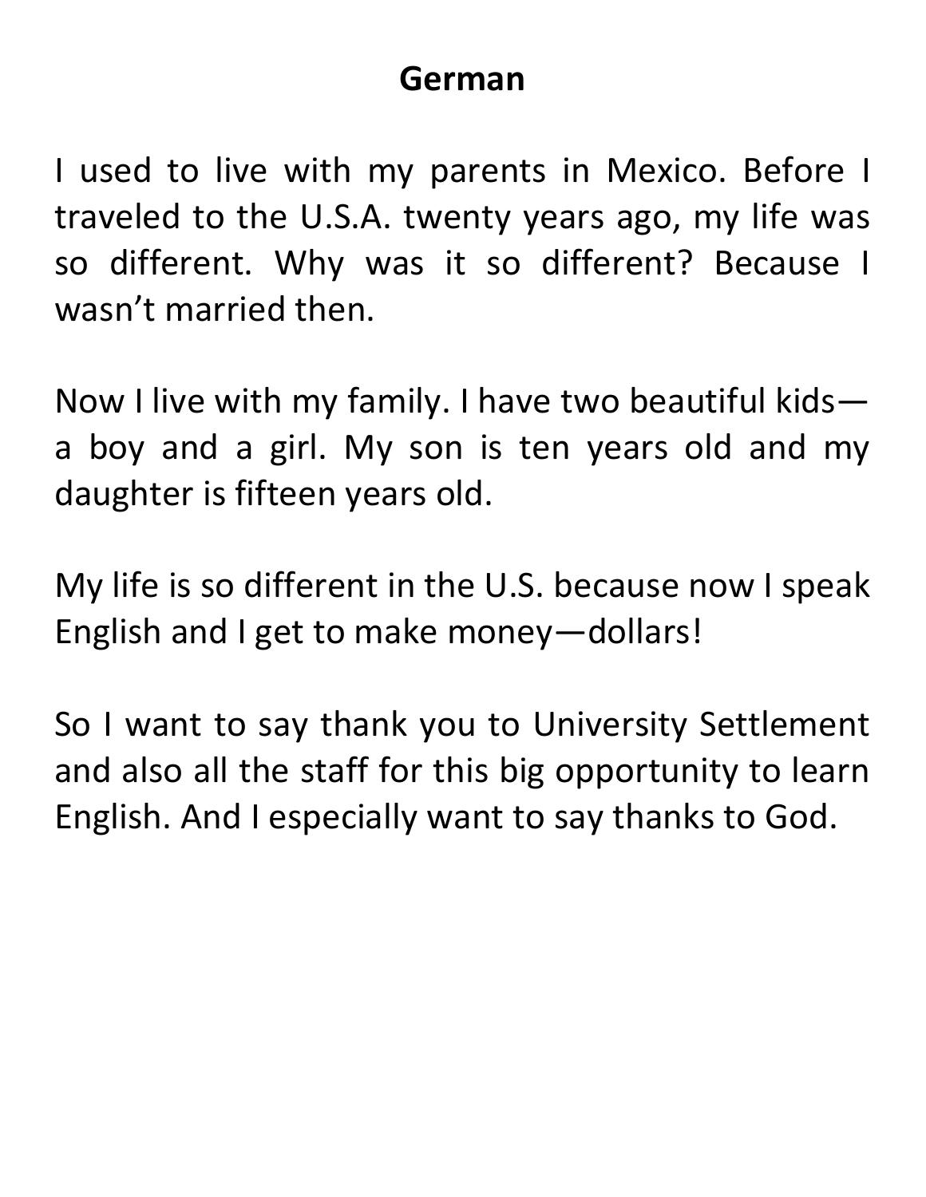## German

I used to live with my parents in Mexico. Before I traveled to the U.S.A. twenty years ago, my life was so different. Why was it so different? Because I wasn't married then.

Now I live with my family. I have two beautiful kids—a boy and a girl. My son is ten years old and my daughter is fifteen years old.

My life is so different in the U.S. because now I speak English and I get to make money—dollars!

So I want to say thank you to University Settlement and also all the staff for this big opportunity to learn English. And I especially want to say thanks to God.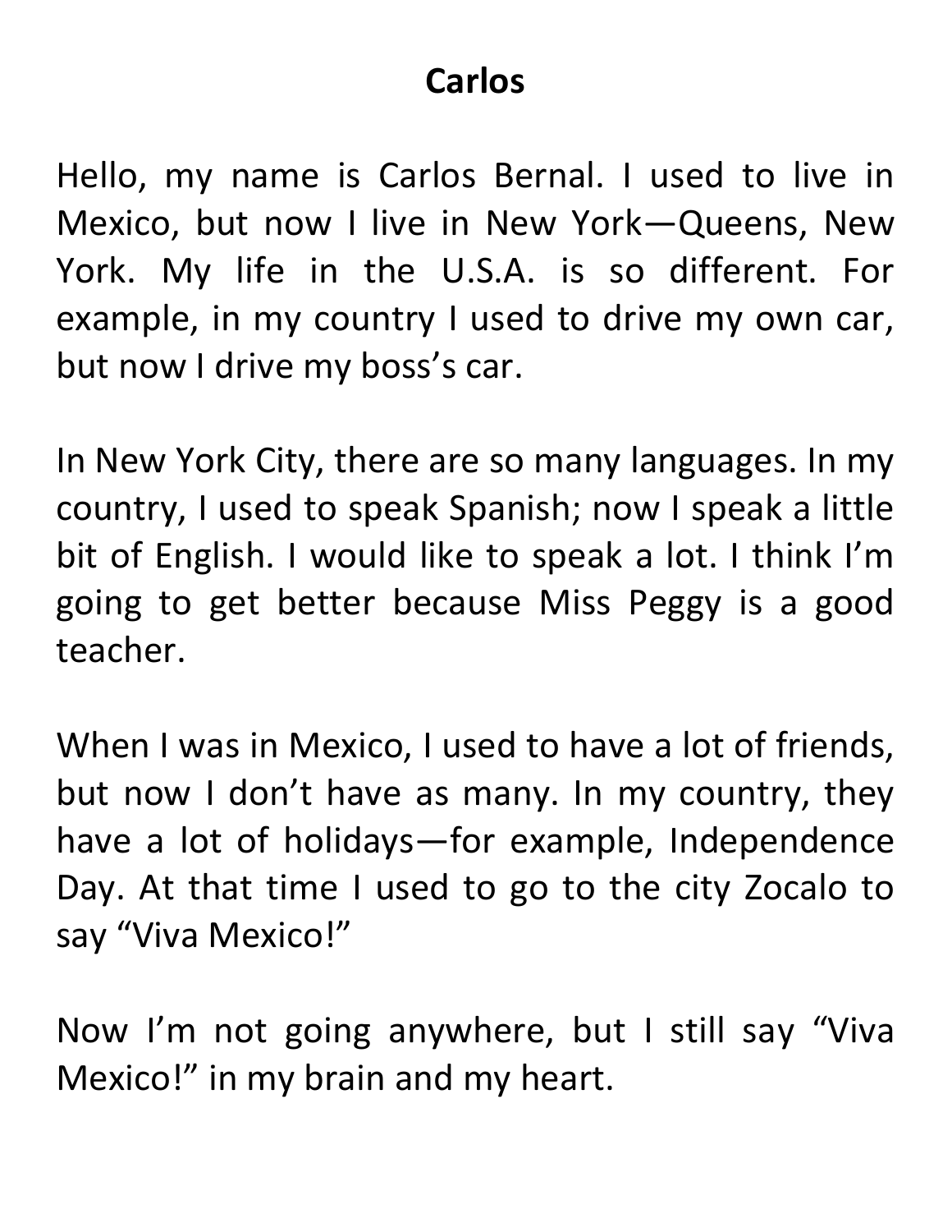# Carlos

Hello, my name is Carlos Bernal. I used to live in Mexico, but now I live in New York—Queens, New York. My life in the U.S.A. is so different. For example, in my country I used to drive my own car, but now I drive my boss's car.

In New York City, there are so many languages. In my country, I used to speak Spanish; now I speak a little bit of English. I would like to speak a lot. I think I'm going to get better because Miss Peggy is a good teacher.

When I was in Mexico, I used to have a lot of friends, but now I don't have as many. In my country, they have a lot of holidays—for example, Independence Day. At that time I used to go to the city Zocalo to say "Viva Mexico!"

Now I'm not going anywhere, but I still say "Viva Mexico!" in my brain and my heart.